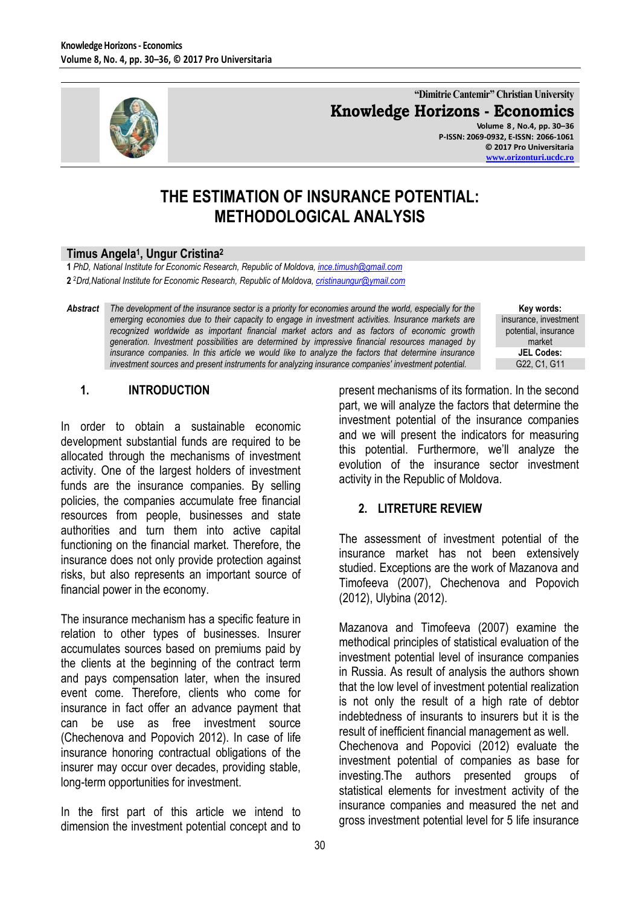# THE ESTIMATION OF INSURANCE POTENTIAL: METHODOLOGICAL ANALYSIS

**Timus Angela[1], Ungur Cristina[2]**

**1** *PhD, National Institute for Economic Research, Republic of Moldova, ince.timush@gmail.com*

**2** *[2]Drd,National Institute for Economic Research, Republic of Moldova, cristinaungur@ymail.com*

***Abstract*** *The development of the insurance sector is a priority for economies around the world, especially for the emerging economies due to their capacity to engage in investment activities. Insurance markets are recognized worldwide as important financial market actors and as factors of economic growth generation. Investment possibilities are determined by impressive financial resources managed by insurance companies. In this article we would like to analyze the factors that determine insurance investment sources and present instruments for analyzing insurance companies' investment potential.*

**Key words:** insurance, investment potential, insurance market

**JEL Codes:** G22, C1, G11

## 1. INTRODUCTION

In order to obtain a sustainable economic development substantial funds are required to be allocated through the mechanisms of investment activity. One of the largest holders of investment funds are the insurance companies. By selling policies, the companies accumulate free financial resources from people, businesses and state authorities and turn them into active capital functioning on the financial market. Therefore, the insurance does not only provide protection against risks, but also represents an important source of financial power in the economy.

The insurance mechanism has a specific feature in relation to other types of businesses. Insurer accumulates sources based on premiums paid by the clients at the beginning of the contract term and pays compensation later, when the insured event come. Therefore, clients who come for insurance in fact offer an advance payment that can be use as free investment source (Chechenova and Popovich 2012). In case of life insurance honoring contractual obligations of the insurer may occur over decades, providing stable, long-term opportunities for investment.

In the first part of this article we intend to dimension the investment potential concept and to present mechanisms of its formation. In the second part, we will analyze the factors that determine the investment potential of the insurance companies and we will present the indicators for measuring this potential. Furthermore, we'll analyze the evolution of the insurance sector investment activity in the Republic of Moldova.

## 2. LITRETURE REVIEW

The assessment of investment potential of the insurance market has not been extensively studied. Exceptions are the work of Mazanova and Timofeeva (2007), Chechenova and Popovich (2012), Ulybina (2012).

Mazanova and Timofeeva (2007) examine the methodical principles of statistical evaluation of the investment potential level of insurance companies in Russia. As result of analysis the authors shown that the low level of investment potential realization is not only the result of a high rate of debtor indebtedness of insurants to insurers but it is the result of inefficient financial management as well. Chechenova and Popovici (2012) evaluate the investment potential of companies as base for investing.The authors presented groups of statistical elements for investment activity of the insurance companies and measured the net and gross investment potential level for 5 life insurance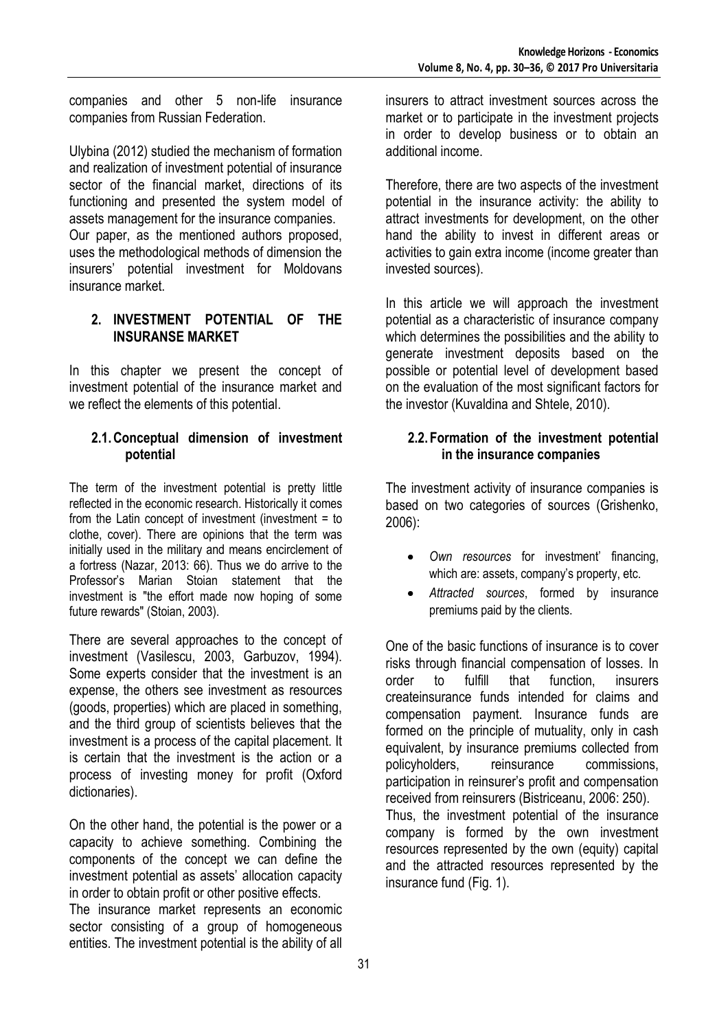companies and other 5 non-life insurance companies from Russian Federation.

Ulybina (2012) studied the mechanism of formation and realization of investment potential of insurance sector of the financial market, directions of its functioning and presented the system model of assets management for the insurance companies.

Our paper, as the mentioned authors proposed, uses the methodological methods of dimension the insurers' potential investment for Moldovans insurance market.

## 2. INVESTMENT POTENTIAL OF THE INSURANSE MARKET

In this chapter we present the concept of investment potential of the insurance market and we reflect the elements of this potential.

### 2.1. Conceptual dimension of investment potential

The term of the investment potential is pretty little reflected in the economic research. Historically it comes from the Latin concept of investment (investment = to clothe, cover). There are opinions that the term was initially used in the military and means encirclement of a fortress (Nazar, 2013: 66). Thus we do arrive to the Professor's Marian Stoian statement that the investment is "the effort made now hoping of some future rewards" (Stoian, 2003).

There are several approaches to the concept of investment (Vasilescu, 2003, Garbuzov, 1994). Some experts consider that the investment is an expense, the others see investment as resources (goods, properties) which are placed in something, and the third group of scientists believes that the investment is a process of the capital placement. It is certain that the investment is the action or a process of investing money for profit (Oxford dictionaries).

On the other hand, the potential is the power or a capacity to achieve something. Combining the components of the concept we can define the investment potential as assets' allocation capacity in order to obtain profit or other positive effects.

The insurance market represents an economic sector consisting of a group of homogeneous entities. The investment potential is the ability of all insurers to attract investment sources across the market or to participate in the investment projects in order to develop business or to obtain an additional income.

Therefore, there are two aspects of the investment potential in the insurance activity: the ability to attract investments for development, on the other hand the ability to invest in different areas or activities to gain extra income (income greater than invested sources).

In this article we will approach the investment potential as a characteristic of insurance company which determines the possibilities and the ability to generate investment deposits based on the possible or potential level of development based on the evaluation of the most significant factors for the investor (Kuvaldina and Shtele, 2010).

### 2.2. Formation of the investment potential in the insurance companies

The investment activity of insurance companies is based on two categories of sources (Grishenko, 2006):

- *Own resources* for investment' financing, which are: assets, company's property, etc.
- *Attracted sources*, formed by insurance premiums paid by the clients.

One of the basic functions of insurance is to cover risks through financial compensation of losses. In order to fulfill that function, insurers createinsurance funds intended for claims and compensation payment. Insurance funds are formed on the principle of mutuality, only in cash equivalent, by insurance premiums collected from policyholders, reinsurance commissions, participation in reinsurer's profit and compensation received from reinsurers (Bistriceanu, 2006: 250).

Thus, the investment potential of the insurance company is formed by the own investment resources represented by the own (equity) capital and the attracted resources represented by the insurance fund (Fig. 1).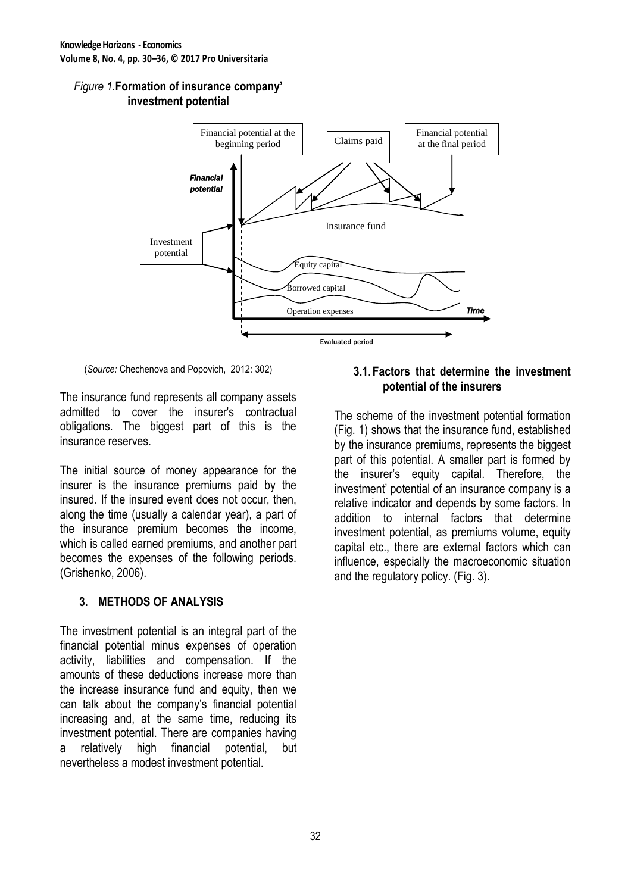*Figure 1.* **Formation of insurance company' investment potential**

(*Source:* Chechenova and Popovich, 2012: 302)

The insurance fund represents all company assets admitted to cover the insurer's contractual obligations. The biggest part of this is the insurance reserves.

The initial source of money appearance for the insurer is the insurance premiums paid by the insured. If the insured event does not occur, then, along the time (usually a calendar year), a part of the insurance premium becomes the income, which is called earned premiums, and another part becomes the expenses of the following periods. (Grishenko, 2006).

## 3. METHODS OF ANALYSIS

The investment potential is an integral part of the financial potential minus expenses of operation activity, liabilities and compensation. If the amounts of these deductions increase more than the increase insurance fund and equity, then we can talk about the company's financial potential increasing and, at the same time, reducing its investment potential. There are companies having a relatively high financial potential, but nevertheless a modest investment potential.

### 3.1. Factors that determine the investment potential of the insurers

The scheme of the investment potential formation (Fig. 1) shows that the insurance fund, established by the insurance premiums, represents the biggest part of this potential. A smaller part is formed by the insurer's equity capital. Therefore, the investment' potential of an insurance company is a relative indicator and depends by some factors. In addition to internal factors that determine investment potential, as premiums volume, equity capital etc., there are external factors which can influence, especially the macroeconomic situation and the regulatory policy. (Fig. 3).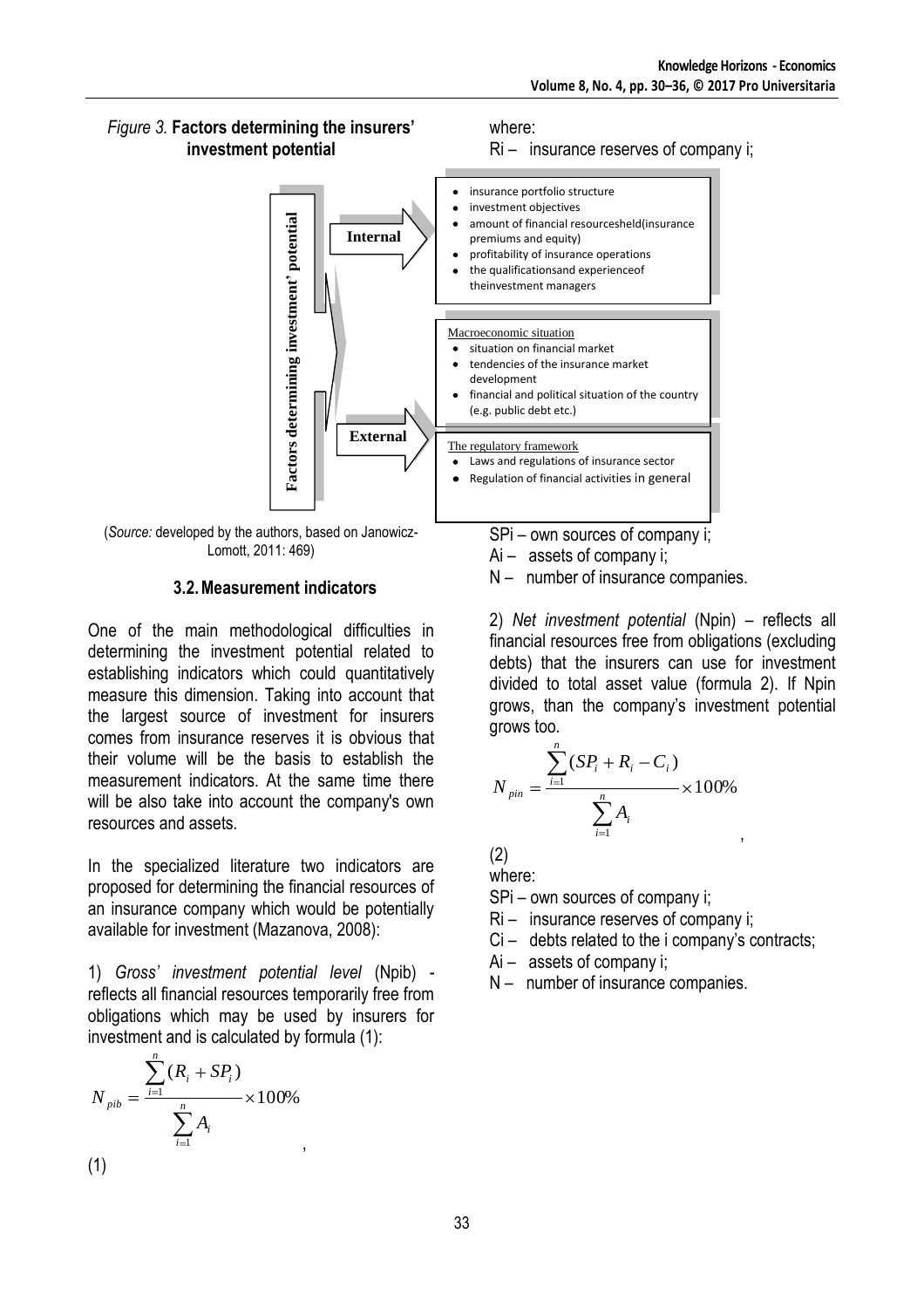*Figure 3.* **Factors determining the insurers' investment potential**

**Factors determining investment' potential**

**Internal**

- insurance portfolio structure
- investment objectives
- amount of financial resourcesheld(insurance premiums and equity)
- profitability of insurance operations
- the qualificationsand experienceof theinvestment managers

**External**

Macroeconomic situation

- situation on financial market
- tendencies of the insurance market development
- financial and political situation of the country (e.g. public debt etc.)

The regulatory framework

- Laws and regulations of insurance sector
- Regulation of financial activities in general

(*Source:* developed by the authors, based on Janowicz-Lomott, 2011: 469)

### 3.2. Measurement indicators

One of the main methodological difficulties in determining the investment potential related to establishing indicators which could quantitatively measure this dimension. Taking into account that the largest source of investment for insurers comes from insurance reserves it is obvious that their volume will be the basis to establish the measurement indicators. At the same time there will be also take into account the company's own resources and assets.

In the specialized literature two indicators are proposed for determining the financial resources of an insurance company which would be potentially available for investment (Mazanova, 2008):

1) *Gross' investment potential level* (Npib) - reflects all financial resources temporarily free from obligations which may be used by insurers for investment and is calculated by formula (1):

$$N_{pib} = \frac{\sum_{i=1}^{n}(R_i + SP_i)}{\sum_{i=1}^{n} A_i} \times 100\% ,$$

(1)

where:

Ri – insurance reserves of company i;

SPi – own sources of company i;

Ai – assets of company i;

N – number of insurance companies.

2) *Net investment potential* (Npin) – reflects all financial resources free from obligations (excluding debts) that the insurers can use for investment divided to total asset value (formula 2). If Npin grows, than the company's investment potential grows too.

$$N_{pin} = \frac{\sum_{i=1}^{n}(SP_i + R_i - C_i)}{\sum_{i=1}^{n} A_i} \times 100\% ,$$

(2)

where:

SPi – own sources of company i;

Ri – insurance reserves of company i;

Ci – debts related to the i company's contracts;

Ai – assets of company i;

N – number of insurance companies.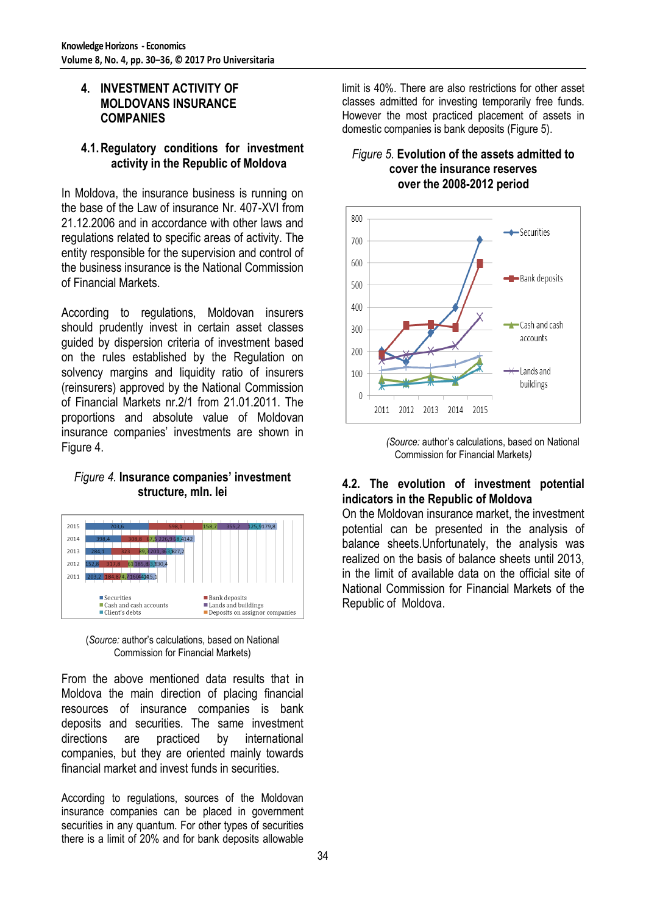## 4. INVESTMENT ACTIVITY OF MOLDOVANS INSURANCE COMPANIES

### 4.1. Regulatory conditions for investment activity in the Republic of Moldova

In Moldova, the insurance business is running on the base of the Law of insurance Nr. 407-XVI from 21.12.2006 and in accordance with other laws and regulations related to specific areas of activity. The entity responsible for the supervision and control of the business insurance is the National Commission of Financial Markets.

According to regulations, Moldovan insurers should prudently invest in certain asset classes guided by dispersion criteria of investment based on the rules established by the Regulation on solvency margins and liquidity ratio of insurers (reinsurers) approved by the National Commission of Financial Markets nr.2/1 from 21.01.2011. The proportions and absolute value of Moldovan insurance companies' investments are shown in Figure 4.

*Figure 4.* **Insurance companies' investment structure, mln. lei**

(*Source:* author's calculations, based on National Commission for Financial Markets)

From the above mentioned data results that in Moldova the main direction of placing financial resources of insurance companies is bank deposits and securities. The same investment directions are practiced by international companies, but they are oriented mainly towards financial market and invest funds in securities.

According to regulations, sources of the Moldovan insurance companies can be placed in government securities in any quantum. For other types of securities there is a limit of 20% and for bank deposits allowable limit is 40%. There are also restrictions for other asset classes admitted for investing temporarily free funds. However the most practiced placement of assets in domestic companies is bank deposits (Figure 5).

*Figure 5.* **Evolution of the assets admitted to cover the insurance reserves over the 2008-2012 period**

(*Source:* author's calculations, based on National Commission for Financial Markets*)*

### 4.2. The evolution of investment potential indicators in the Republic of Moldova

On the Moldovan insurance market, the investment potential can be presented in the analysis of balance sheets.Unfortunately, the analysis was realized on the basis of balance sheets until 2013, in the limit of available data on the official site of National Commission for Financial Markets of the Republic of Moldova.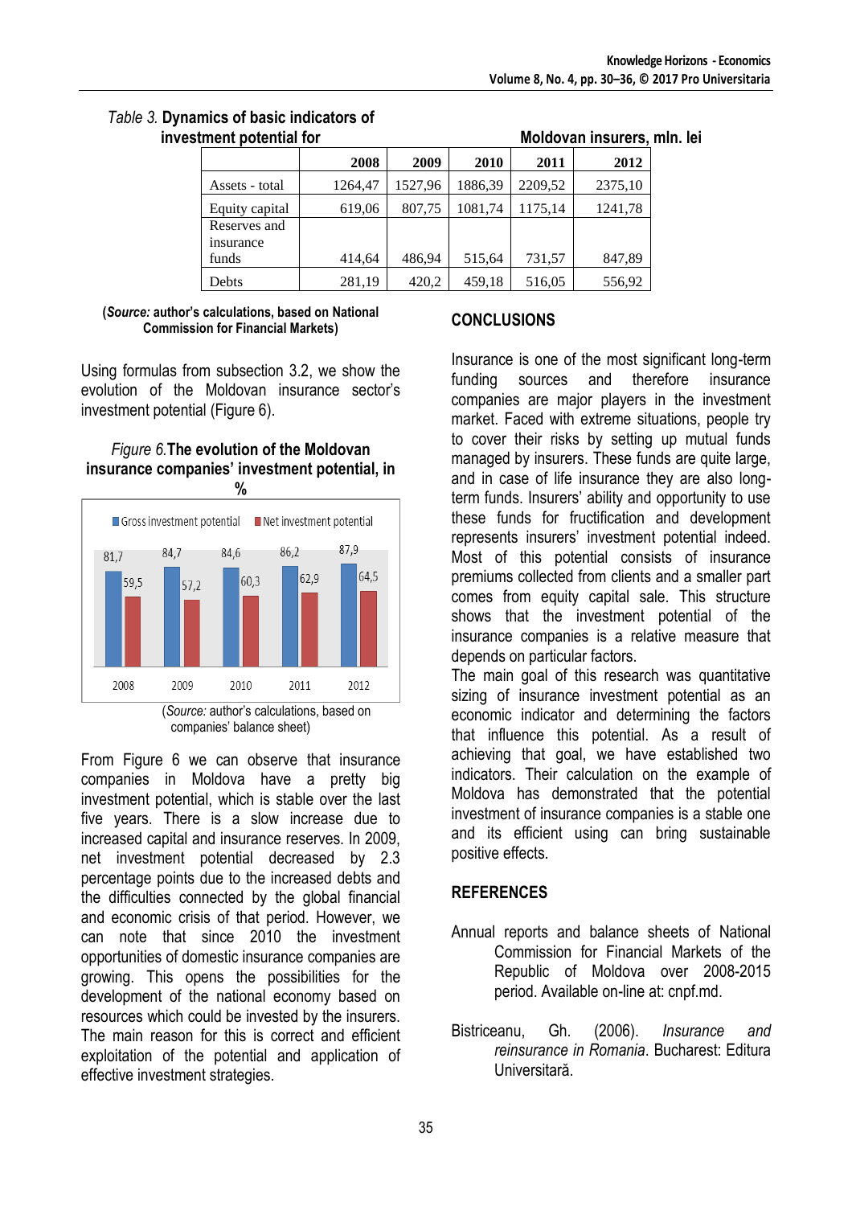*Table 3.* **Dynamics of basic indicators of investment potential for Moldovan insurers, mln. lei**

| | 2008 | 2009 | 2010 | 2011 | 2012 |
|---|---|---|---|---|---|
| Assets - total | 1264,47 | 1527,96 | 1886,39 | 2209,52 | 2375,10 |
| Equity capital | 619,06 | 807,75 | 1081,74 | 1175,14 | 1241,78 |
| Reserves and insurance funds | 414,64 | 486,94 | 515,64 | 731,57 | 847,89 |
| Debts | 281,19 | 420,2 | 459,18 | 516,05 | 556,92 |

**(*Source:* author's calculations, based on National Commission for Financial Markets)**

Using formulas from subsection 3.2, we show the evolution of the Moldovan insurance sector's investment potential (Figure 6).

*Figure 6.* **The evolution of the Moldovan insurance companies' investment potential, in %**

| | 2008 | 2009 | 2010 | 2011 | 2012 |
|---|---|---|---|---|---|
| Gross investment potential | 81,7 | 84,7 | 84,6 | 86,2 | 87,9 |
| Net investment potential | 59,5 | 57,2 | 60,3 | 62,9 | 64,5 |

(*Source:* author's calculations, based on companies' balance sheet)

From Figure 6 we can observe that insurance companies in Moldova have a pretty big investment potential, which is stable over the last five years. There is a slow increase due to increased capital and insurance reserves. In 2009, net investment potential decreased by 2.3 percentage points due to the increased debts and the difficulties connected by the global financial and economic crisis of that period. However, we can note that since 2010 the investment opportunities of domestic insurance companies are growing. This opens the possibilities for the development of the national economy based on resources which could be invested by the insurers. The main reason for this is correct and efficient exploitation of the potential and application of effective investment strategies.

## CONCLUSIONS

Insurance is one of the most significant long-term funding sources and therefore insurance companies are major players in the investment market. Faced with extreme situations, people try to cover their risks by setting up mutual funds managed by insurers. These funds are quite large, and in case of life insurance they are also long-term funds. Insurers' ability and opportunity to use these funds for fructification and development represents insurers' investment potential indeed. Most of this potential consists of insurance premiums collected from clients and a smaller part comes from equity capital sale. This structure shows that the investment potential of the insurance companies is a relative measure that depends on particular factors.

The main goal of this research was quantitative sizing of insurance investment potential as an economic indicator and determining the factors that influence this potential. As a result of achieving that goal, we have established two indicators. Their calculation on the example of Moldova has demonstrated that the potential investment of insurance companies is a stable one and its efficient using can bring sustainable positive effects.

## REFERENCES

Annual reports and balance sheets of National Commission for Financial Markets of the Republic of Moldova over 2008-2015 period. Available on-line at: cnpf.md.

Bistriceanu, Gh. (2006). *Insurance and reinsurance in Romania*. Bucharest: Editura Universitară.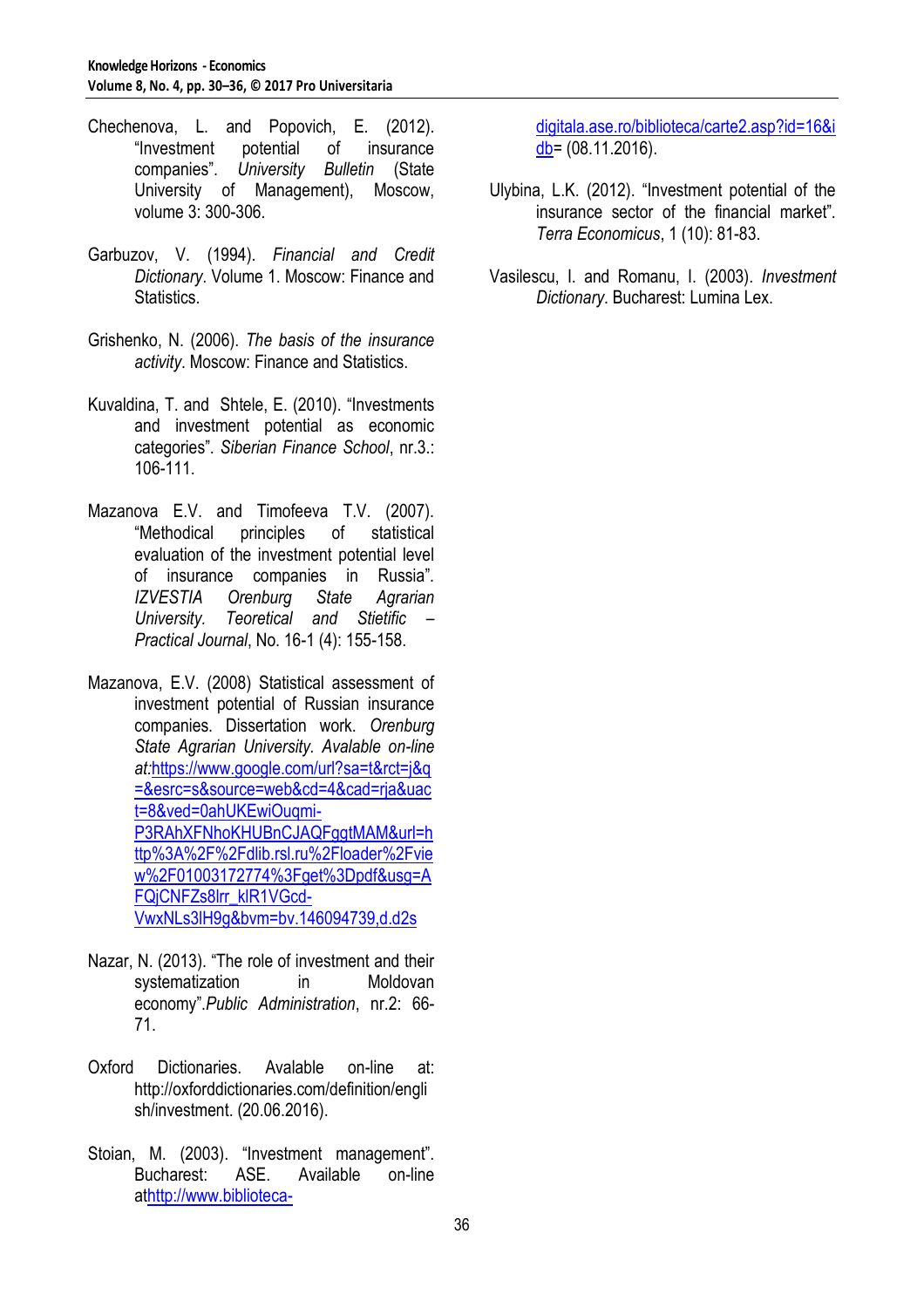Chechenova, L. and Popovich, E. (2012). "Investment potential of insurance companies". *University Bulletin* (State University of Management), Moscow, volume 3: 300-306.

Garbuzov, V. (1994). *Financial and Credit Dictionary*. Volume 1. Moscow: Finance and Statistics.

Grishenko, N. (2006). *The basis of the insurance activity*. Moscow: Finance and Statistics.

Kuvaldina, T. and Shtele, E. (2010). "Investments and investment potential as economic categories". *Siberian Finance School*, nr.3.: 106-111.

Mazanova E.V. and Timofeeva T.V. (2007). "Methodical principles of statistical evaluation of the investment potential level of insurance companies in Russia". *IZVESTIA Orenburg State Agrarian University. Teoretical and Stietific – Practical Journal*, No. 16-1 (4): 155-158.

Mazanova, E.V. (2008) Statistical assessment of investment potential of Russian insurance companies. Dissertation work. *Orenburg State Agrarian University. Avalable on-line at:*https://www.google.com/url?sa=t&rct=j&q=&esrc=s&source=web&cd=4&cad=rja&uact=8&ved=0ahUKEwiOuqmi-P3RAhXFNhoKHUBnCJAQFggtMAM&url=http%3A%2F%2Fdlib.rsl.ru%2Floader%2Fview%2F01003172774%3Fget%3Dpdf&usg=AFQjCNFZs8lrr_klR1VGcd-VwxNLs3lH9g&bvm=bv.146094739,d.d2s

Nazar, N. (2013). "The role of investment and their systematization in Moldovan economy".*Public Administration*, nr.2: 66-71.

Oxford Dictionaries. Avalable on-line at: http://oxforddictionaries.com/definition/english/investment. (20.06.2016).

Stoian, M. (2003). "Investment management". Bucharest: ASE. Available on-line athttp://www.biblioteca-digitala.ase.ro/biblioteca/carte2.asp?id=16&idb= (08.11.2016).

Ulybina, L.K. (2012). "Investment potential of the insurance sector of the financial market". *Terra Economicus*, 1 (10): 81-83.

Vasilescu, I. and Romanu, I. (2003). *Investment Dictionary*. Bucharest: Lumina Lex.